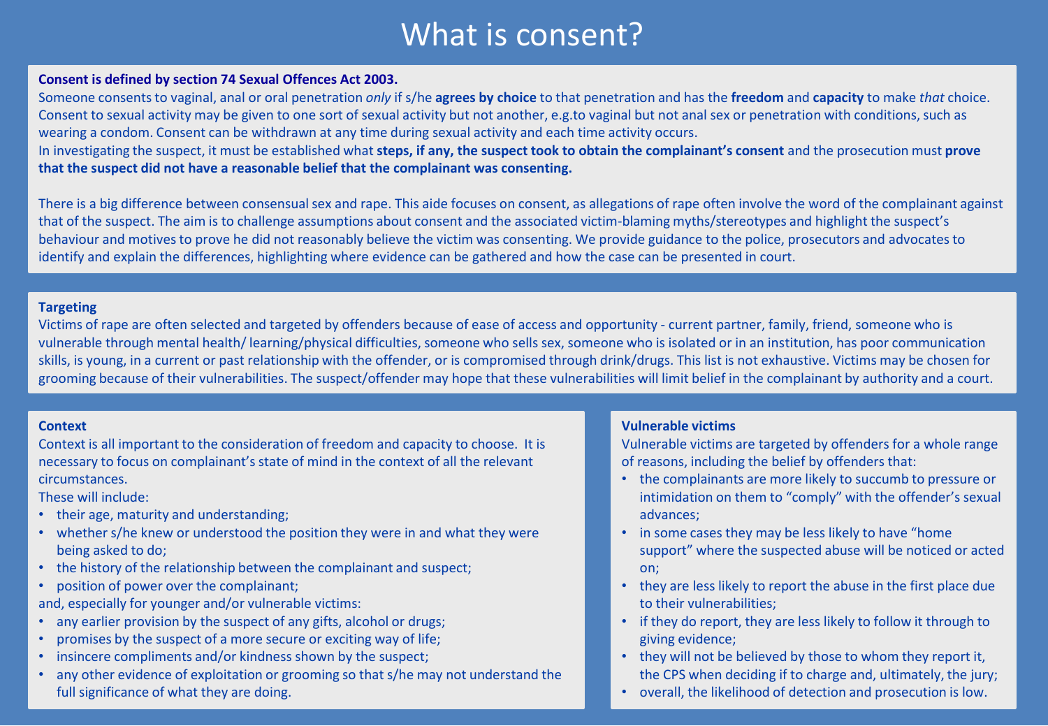# What is consent?

**Consent is defined by section 74 Sexual Offences Act 2003.**

Someone consents to vaginal, anal or oral penetration *only* if s/he **agrees by choice** to that penetration and has the **freedom** and **capacity** to make *that* choice. Consent to sexual activity may be given to one sort of sexual activity but not another, e.g.to vaginal but not anal sex or penetration with conditions, such as wearing a condom. Consent can be withdrawn at any time during sexual activity and each time activity occurs.

In investigating the suspect, it must be established what **steps, if any, the suspect took to obtain the complainant's consent** and the prosecution must **prove that the suspect did not have a reasonable belief that the complainant was consenting.**

There is a big difference between consensual sex and rape. This aide focuses on consent, as allegations of rape often involve the word of the complainant against that of the suspect. The aim is to challenge assumptions about consent and the associated victim-blaming myths/stereotypes and highlight the suspect's behaviour and motives to prove he did not reasonably believe the victim was consenting. We provide guidance to the police, prosecutors and advocates to identify and explain the differences, highlighting where evidence can be gathered and how the case can be presented in court.

## Targeting

Victims of rape are often selected and targeted by offenders because of ease of access and opportunity - current partner, family, friend, someone who is vulnerable through mental health/ learning/physical difficulties, someone who sells sex, someone who is isolated or in an institution, has poor communication skills, is young, in a current or past relationship with the offender, or is compromised through drink/drugs. This list is not exhaustive. Victims may be chosen for grooming because of their vulnerabilities. The suspect/offender may hope that these vulnerabilities will limit belief in the complainant by authority and a court.

## Context

Context is all important to the consideration of freedom and capacity to choose. It is necessary to focus on complainant's state of mind in the context of all the relevant circumstances.

These will include:

- their age, maturity and understanding;
- whether s/he knew or understood the position they were in and what they were being asked to do;
- the history of the relationship between the complainant and suspect;
- position of power over the complainant;

and, especially for younger and/or vulnerable victims:

- any earlier provision by the suspect of any gifts, alcohol or drugs;
- promises by the suspect of a more secure or exciting way of life;
- insincere compliments and/or kindness shown by the suspect;
- any other evidence of exploitation or grooming so that s/he may not understand the full significance of what they are doing.

## Vulnerable victims

Vulnerable victims are targeted by offenders for a whole range of reasons, including the belief by offenders that:

- the complainants are more likely to succumb to pressure or intimidation on them to "comply" with the offender's sexual advances;
- in some cases they may be less likely to have "home support" where the suspected abuse will be noticed or acted on;
- they are less likely to report the abuse in the first place due to their vulnerabilities;
- if they do report, they are less likely to follow it through to giving evidence;
- they will not be believed by those to whom they report it, the CPS when deciding if to charge and, ultimately, the jury;
- overall, the likelihood of detection and prosecution is low.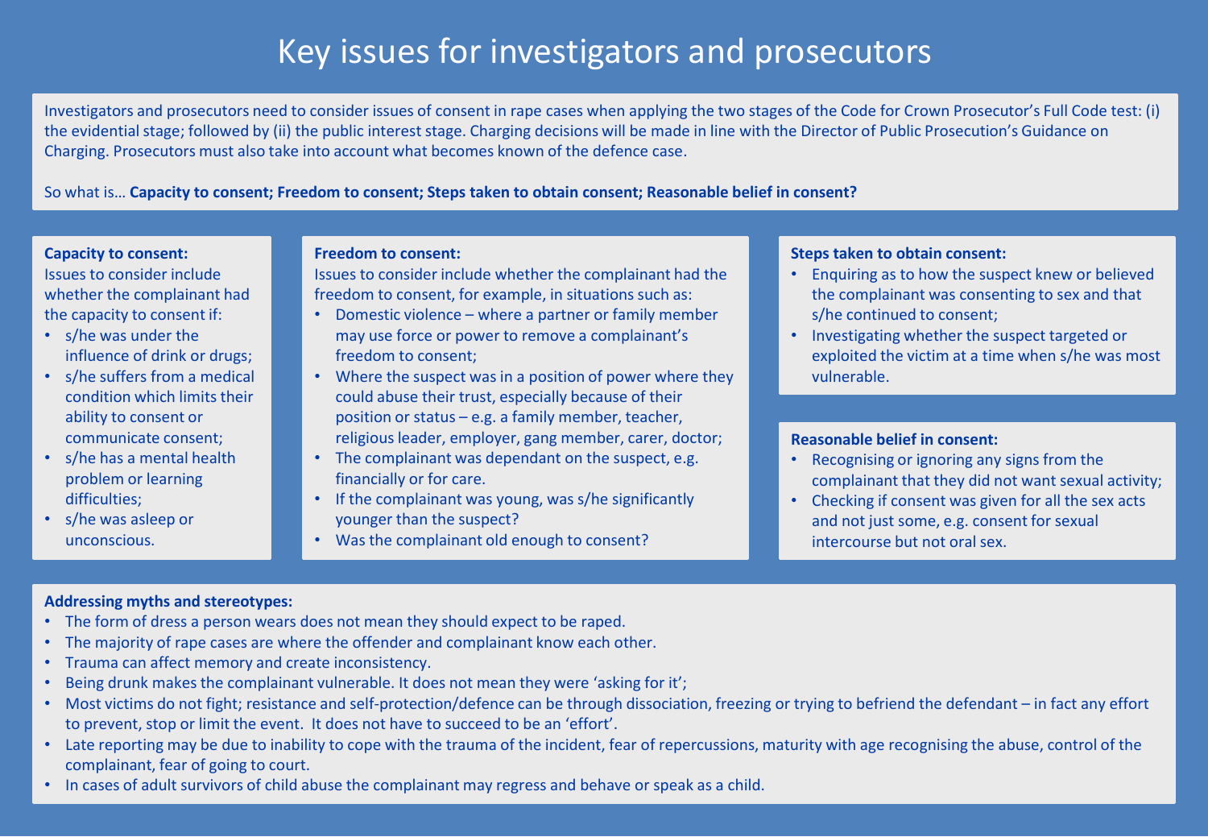# Key issues for investigators and prosecutors

Investigators and prosecutors need to consider issues of consent in rape cases when applying the two stages of the Code for Crown Prosecutor's Full Code test: (i) the evidential stage; followed by (ii) the public interest stage. Charging decisions will be made in line with the Director of Public Prosecution's Guidance on Charging. Prosecutors must also take into account what becomes known of the defence case.

So what is… **Capacity to consent; Freedom to consent; Steps taken to obtain consent; Reasonable belief in consent?**

**Capacity to consent:**

Issues to consider include whether the complainant had the capacity to consent if:

- s/he was under the influence of drink or drugs;
- s/he suffers from a medical condition which limits their ability to consent or communicate consent;
- s/he has a mental health problem or learning difficulties;
- s/he was asleep or unconscious.

**Freedom to consent:**

Issues to consider include whether the complainant had the freedom to consent, for example, in situations such as:

- Domestic violence – where a partner or family member may use force or power to remove a complainant's freedom to consent;
- Where the suspect was in a position of power where they could abuse their trust, especially because of their position or status – e.g. a family member, teacher, religious leader, employer, gang member, carer, doctor;
- The complainant was dependant on the suspect, e.g. financially or for care.
- If the complainant was young, was s/he significantly younger than the suspect?
- Was the complainant old enough to consent?

**Steps taken to obtain consent:**

- Enquiring as to how the suspect knew or believed the complainant was consenting to sex and that s/he continued to consent;
- Investigating whether the suspect targeted or exploited the victim at a time when s/he was most vulnerable.

**Reasonable belief in consent:**

- Recognising or ignoring any signs from the complainant that they did not want sexual activity;
- Checking if consent was given for all the sex acts and not just some, e.g. consent for sexual intercourse but not oral sex.

**Addressing myths and stereotypes:**

- The form of dress a person wears does not mean they should expect to be raped.
- The majority of rape cases are where the offender and complainant know each other.
- Trauma can affect memory and create inconsistency.
- Being drunk makes the complainant vulnerable. It does not mean they were 'asking for it';
- Most victims do not fight; resistance and self-protection/defence can be through dissociation, freezing or trying to befriend the defendant – in fact any effort to prevent, stop or limit the event. It does not have to succeed to be an 'effort'.
- Late reporting may be due to inability to cope with the trauma of the incident, fear of repercussions, maturity with age recognising the abuse, control of the complainant, fear of going to court.
- In cases of adult survivors of child abuse the complainant may regress and behave or speak as a child.